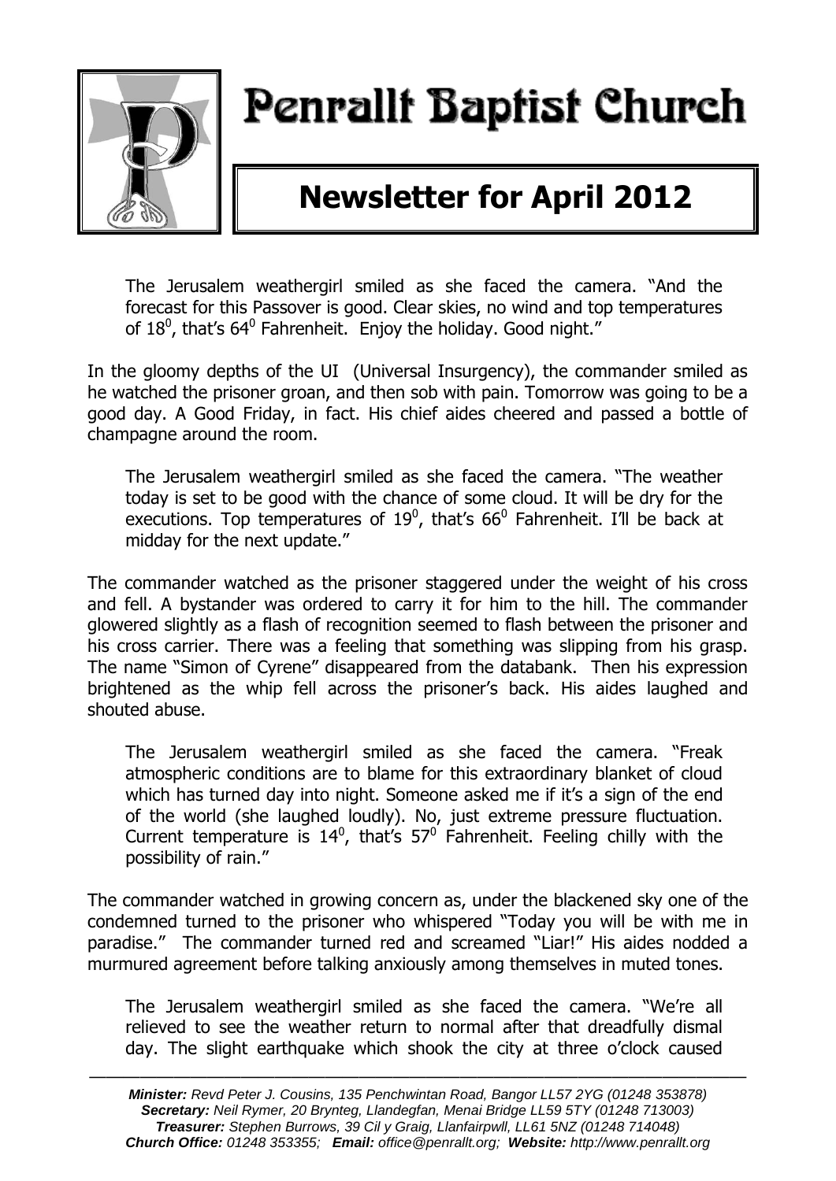# Penrallt Baptist Church

## Newsletter for April 2012

> The Jerusalem weathergirl smiled as she faced the camera. "And the forecast for this Passover is good. Clear skies, no wind and top temperatures of $18^0$, that's $64^0$ Fahrenheit. Enjoy the holiday. Good night."

In the gloomy depths of the UI (Universal Insurgency), the commander smiled as he watched the prisoner groan, and then sob with pain. Tomorrow was going to be a good day. A Good Friday, in fact. His chief aides cheered and passed a bottle of champagne around the room.

> The Jerusalem weathergirl smiled as she faced the camera. "The weather today is set to be good with the chance of some cloud. It will be dry for the executions. Top temperatures of $19^0$, that's $66^0$ Fahrenheit. I'll be back at midday for the next update."

The commander watched as the prisoner staggered under the weight of his cross and fell. A bystander was ordered to carry it for him to the hill. The commander glowered slightly as a flash of recognition seemed to flash between the prisoner and his cross carrier. There was a feeling that something was slipping from his grasp. The name "Simon of Cyrene" disappeared from the databank. Then his expression brightened as the whip fell across the prisoner's back. His aides laughed and shouted abuse.

> The Jerusalem weathergirl smiled as she faced the camera. "Freak atmospheric conditions are to blame for this extraordinary blanket of cloud which has turned day into night. Someone asked me if it's a sign of the end of the world (she laughed loudly). No, just extreme pressure fluctuation. Current temperature is $14^0$, that's $57^0$ Fahrenheit. Feeling chilly with the possibility of rain."

The commander watched in growing concern as, under the blackened sky one of the condemned turned to the prisoner who whispered "Today you will be with me in paradise." The commander turned red and screamed "Liar!" His aides nodded a murmured agreement before talking anxiously among themselves in muted tones.

> The Jerusalem weathergirl smiled as she faced the camera. "We're all relieved to see the weather return to normal after that dreadfully dismal day. The slight earthquake which shook the city at three o'clock caused

---

***Minister:*** *Revd Peter J. Cousins, 135 Penchwintan Road, Bangor LL57 2YG (01248 353878)*
***Secretary:*** *Neil Rymer, 20 Brynteg, Llandegfan, Menai Bridge LL59 5TY (01248 713003)*
***Treasurer:*** *Stephen Burrows, 39 Cil y Graig, Llanfairpwll, LL61 5NZ (01248 714048)*
***Church Office:*** *01248 353355;* ***Email:*** *office@penrallt.org;* ***Website:*** *http://www.penrallt.org*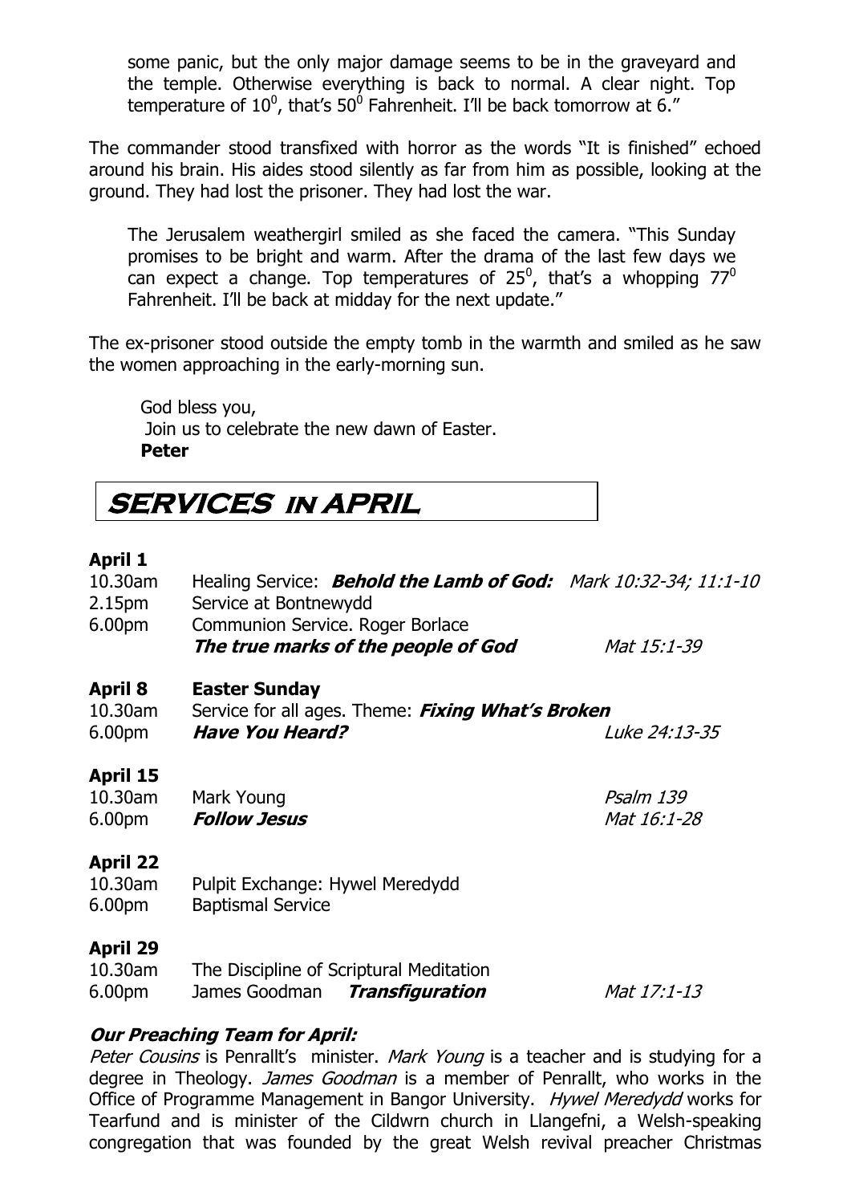some panic, but the only major damage seems to be in the graveyard and the temple. Otherwise everything is back to normal. A clear night. Top temperature of $10^0$, that's $50^0$ Fahrenheit. I'll be back tomorrow at 6."

The commander stood transfixed with horror as the words "It is finished" echoed around his brain. His aides stood silently as far from him as possible, looking at the ground. They had lost the prisoner. They had lost the war.

The Jerusalem weathergirl smiled as she faced the camera. "This Sunday promises to be bright and warm. After the drama of the last few days we can expect a change. Top temperatures of $25^0$, that's a whopping $77^0$ Fahrenheit. I'll be back at midday for the next update."

The ex-prisoner stood outside the empty tomb in the warmth and smiled as he saw the women approaching in the early-morning sun.

God bless you,
Join us to celebrate the new dawn of Easter.
**Peter**

# SERVICES IN APRIL

**April 1**

| | | |
|---|---|---|
| 10.30am | Healing Service: ***Behold the Lamb of God:*** | *Mark 10:32-34; 11:1-10* |
| 2.15pm | Service at Bontnewydd | |
| 6.00pm | Communion Service. Roger Borlace<br>***The true marks of the people of God*** | *Mat 15:1-39* |

**April 8** **Easter Sunday**

| | | |
|---|---|---|
| 10.30am | Service for all ages. Theme: ***Fixing What's Broken*** | |
| 6.00pm | ***Have You Heard?*** | *Luke 24:13-35* |

**April 15**

| | | |
|---|---|---|
| 10.30am | Mark Young | *Psalm 139* |
| 6.00pm | ***Follow Jesus*** | *Mat 16:1-28* |

**April 22**

| | | |
|---|---|---|
| 10.30am | Pulpit Exchange: Hywel Meredydd | |
| 6.00pm | Baptismal Service | |

**April 29**

| | | |
|---|---|---|
| 10.30am | The Discipline of Scriptural Meditation | |
| 6.00pm | James Goodman ***Transfiguration*** | *Mat 17:1-13* |

***Our Preaching Team for April:***

*Peter Cousins* is Penrallt's minister. *Mark Young* is a teacher and is studying for a degree in Theology. *James Goodman* is a member of Penrallt, who works in the Office of Programme Management in Bangor University. *Hywel Meredydd* works for Tearfund and is minister of the Cildwrn church in Llangefni, a Welsh-speaking congregation that was founded by the great Welsh revival preacher Christmas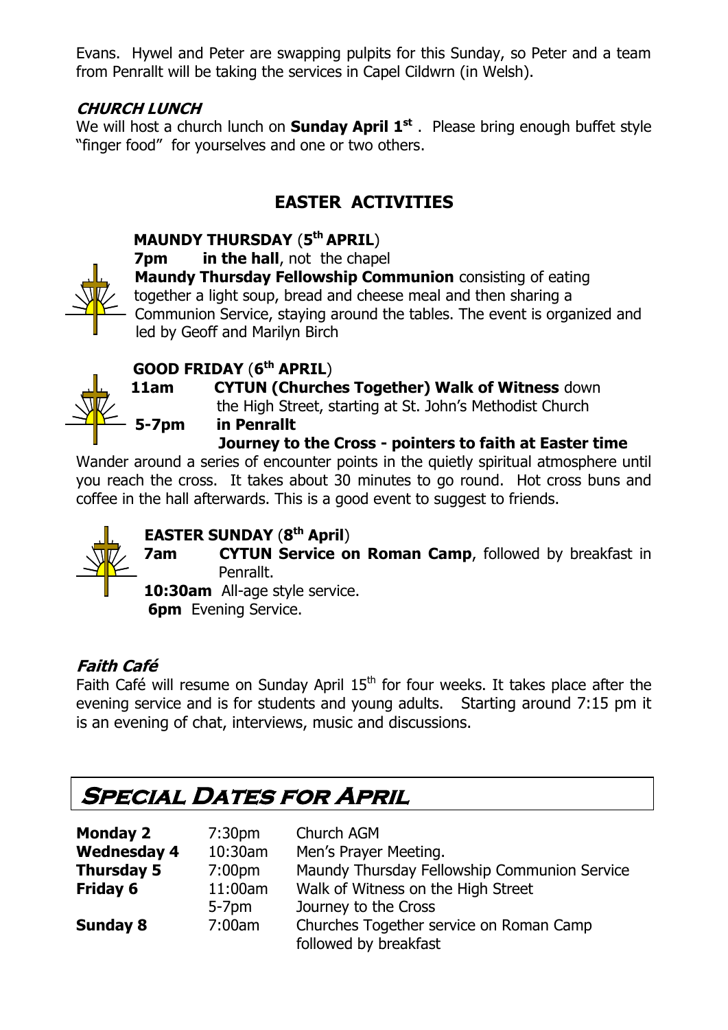Evans. Hywel and Peter are swapping pulpits for this Sunday, so Peter and a team from Penrallt will be taking the services in Capel Cildwrn (in Welsh).

### *CHURCH LUNCH*

We will host a church lunch on **Sunday April 1st** . Please bring enough buffet style "finger food" for yourselves and one or two others.

## EASTER ACTIVITIES

### MAUNDY THURSDAY (5th APRIL)

**7pm** **in the hall**, not the chapel

**Maundy Thursday Fellowship Communion** consisting of eating together a light soup, bread and cheese meal and then sharing a Communion Service, staying around the tables. The event is organized and led by Geoff and Marilyn Birch

### GOOD FRIDAY (6th APRIL)

**11am** **CYTUN (Churches Together) Walk of Witness** down the High Street, starting at St. John's Methodist Church

**5-7pm** **in Penrallt**

**Journey to the Cross - pointers to faith at Easter time**

Wander around a series of encounter points in the quietly spiritual atmosphere until you reach the cross. It takes about 30 minutes to go round. Hot cross buns and coffee in the hall afterwards. This is a good event to suggest to friends.

### EASTER SUNDAY (8th April)

**7am** **CYTUN Service on Roman Camp**, followed by breakfast in Penrallt.

**10:30am** All-age style service.

**6pm** Evening Service.

### *Faith Café*

Faith Café will resume on Sunday April 15th for four weeks. It takes place after the evening service and is for students and young adults. Starting around 7:15 pm it is an evening of chat, interviews, music and discussions.

## Special Dates for April

| | | |
|---|---|---|
| **Monday 2** | 7:30pm | Church AGM |
| **Wednesday 4** | 10:30am | Men's Prayer Meeting. |
| **Thursday 5** | 7:00pm | Maundy Thursday Fellowship Communion Service |
| **Friday 6** | 11:00am | Walk of Witness on the High Street |
| | 5-7pm | Journey to the Cross |
| **Sunday 8** | 7:00am | Churches Together service on Roman Camp followed by breakfast |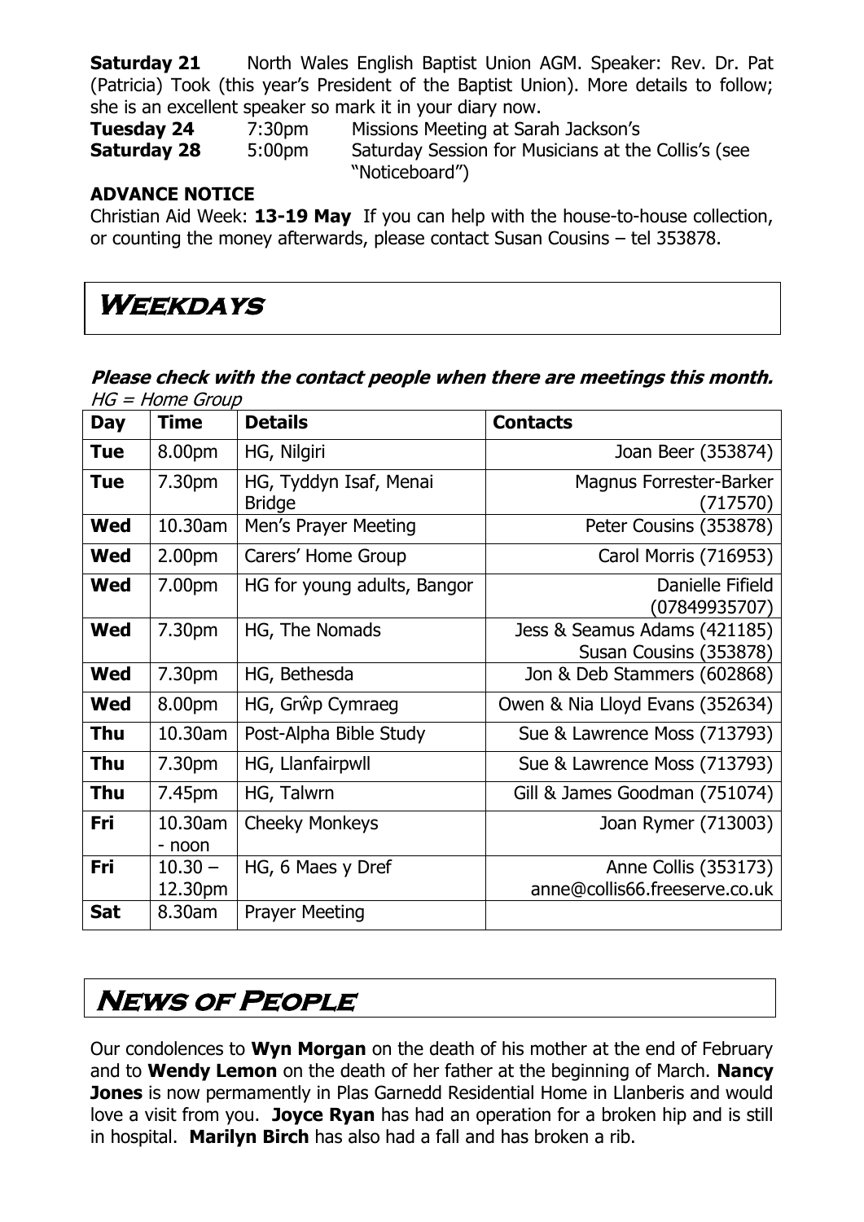**Saturday 21** North Wales English Baptist Union AGM. Speaker: Rev. Dr. Pat (Patricia) Took (this year's President of the Baptist Union). More details to follow; she is an excellent speaker so mark it in your diary now.

**Tuesday 24** 7:30pm Missions Meeting at Sarah Jackson's

**Saturday 28** 5:00pm Saturday Session for Musicians at the Collis's (see "Noticeboard")

**ADVANCE NOTICE**

Christian Aid Week: **13-19 May** If you can help with the house-to-house collection, or counting the money afterwards, please contact Susan Cousins – tel 353878.

# Weekdays

***Please check with the contact people when there are meetings this month.***

*HG = Home Group*

| Day | Time | Details | Contacts |
|---|---|---|---|
| **Tue** | 8.00pm | HG, Nilgiri | Joan Beer (353874) |
| **Tue** | 7.30pm | HG, Tyddyn Isaf, Menai Bridge | Magnus Forrester-Barker (717570) |
| **Wed** | 10.30am | Men's Prayer Meeting | Peter Cousins (353878) |
| **Wed** | 2.00pm | Carers' Home Group | Carol Morris (716953) |
| **Wed** | 7.00pm | HG for young adults, Bangor | Danielle Fifield (07849935707) |
| **Wed** | 7.30pm | HG, The Nomads | Jess & Seamus Adams (421185) Susan Cousins (353878) |
| **Wed** | 7.30pm | HG, Bethesda | Jon & Deb Stammers (602868) |
| **Wed** | 8.00pm | HG, Grŵp Cymraeg | Owen & Nia Lloyd Evans (352634) |
| **Thu** | 10.30am | Post-Alpha Bible Study | Sue & Lawrence Moss (713793) |
| **Thu** | 7.30pm | HG, Llanfairpwll | Sue & Lawrence Moss (713793) |
| **Thu** | 7.45pm | HG, Talwrn | Gill & James Goodman (751074) |
| **Fri** | 10.30am - noon | Cheeky Monkeys | Joan Rymer (713003) |
| **Fri** | 10.30 – 12.30pm | HG, 6 Maes y Dref | Anne Collis (353173) anne@collis66.freeserve.co.uk |
| **Sat** | 8.30am | Prayer Meeting | |

# News of People

Our condolences to **Wyn Morgan** on the death of his mother at the end of February and to **Wendy Lemon** on the death of her father at the beginning of March. **Nancy Jones** is now permamently in Plas Garnedd Residential Home in Llanberis and would love a visit from you. **Joyce Ryan** has had an operation for a broken hip and is still in hospital. **Marilyn Birch** has also had a fall and has broken a rib.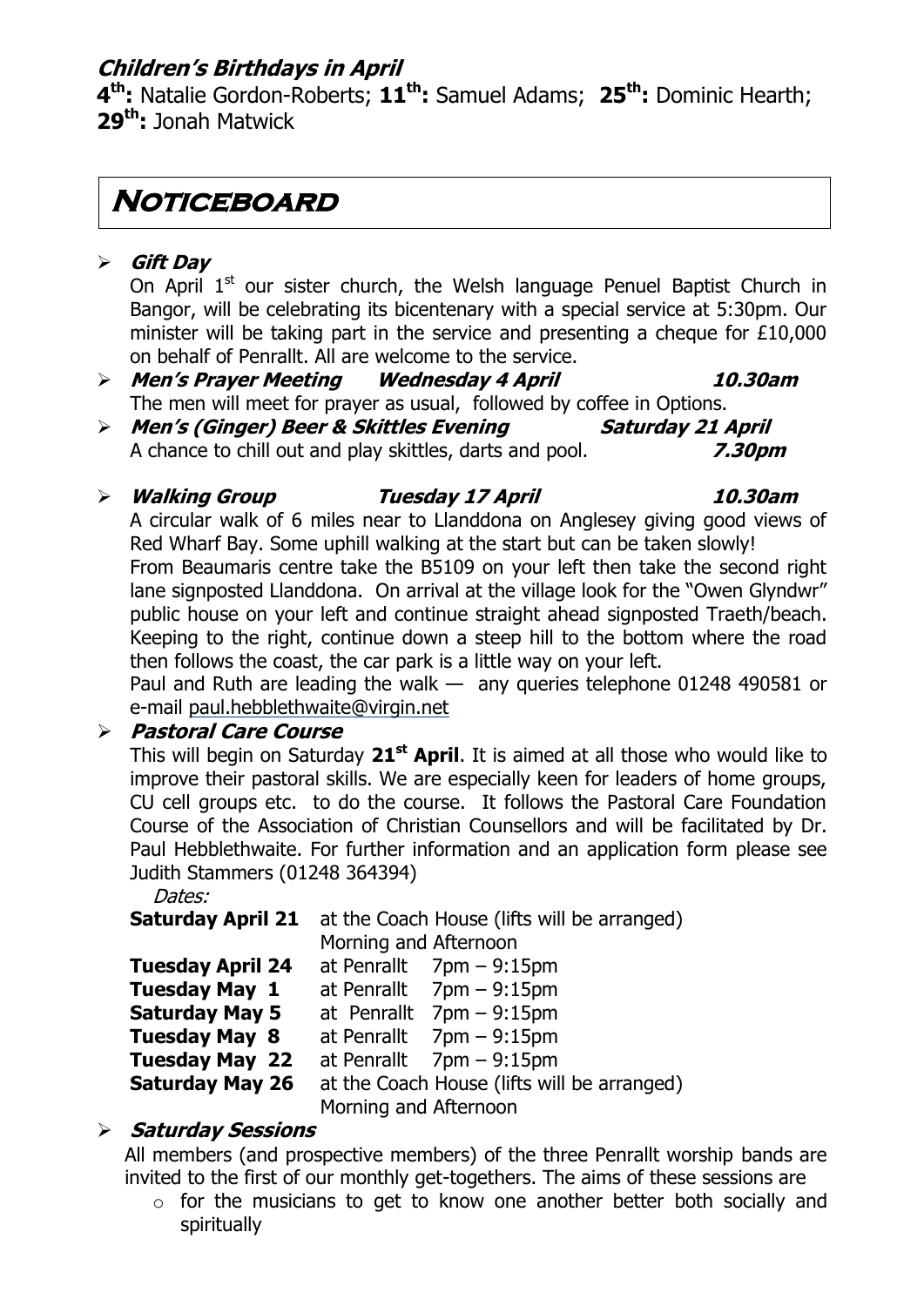## *Children's Birthdays in April*

**4th:** Natalie Gordon-Roberts; **11th:** Samuel Adams; **25th:** Dominic Hearth; **29th:** Jonah Matwick

# NOTICEBOARD

- ***Gift Day***

  On April 1st our sister church, the Welsh language Penuel Baptist Church in Bangor, will be celebrating its bicentenary with a special service at 5:30pm. Our minister will be taking part in the service and presenting a cheque for £10,000 on behalf of Penrallt. All are welcome to the service.

- ***Men's Prayer Meeting Wednesday 4 April 10.30am***

  The men will meet for prayer as usual, followed by coffee in Options.

- ***Men's (Ginger) Beer & Skittles Evening Saturday 21 April***

  A chance to chill out and play skittles, darts and pool. ***7.30pm***

- ***Walking Group Tuesday 17 April 10.30am***

  A circular walk of 6 miles near to Llanddona on Anglesey giving good views of Red Wharf Bay. Some uphill walking at the start but can be taken slowly!

  From Beaumaris centre take the B5109 on your left then take the second right lane signposted Llanddona. On arrival at the village look for the "Owen Glyndwr" public house on your left and continue straight ahead signposted Traeth/beach. Keeping to the right, continue down a steep hill to the bottom where the road then follows the coast, the car park is a little way on your left.

  Paul and Ruth are leading the walk — any queries telephone 01248 490581 or e-mail paul.hebblethwaite@virgin.net

- ***Pastoral Care Course***

  This will begin on Saturday **21st April**. It is aimed at all those who would like to improve their pastoral skills. We are especially keen for leaders of home groups, CU cell groups etc. to do the course. It follows the Pastoral Care Foundation Course of the Association of Christian Counsellors and will be facilitated by Dr. Paul Hebblethwaite. For further information and an application form please see Judith Stammers (01248 364394)

  *Dates:*

  | | | |
  |---|---|---|
  | **Saturday April 21** | at the Coach House (lifts will be arranged) Morning and Afternoon | |
  | **Tuesday April 24** | at Penrallt | 7pm – 9:15pm |
  | **Tuesday May 1** | at Penrallt | 7pm – 9:15pm |
  | **Saturday May 5** | at Penrallt | 7pm – 9:15pm |
  | **Tuesday May 8** | at Penrallt | 7pm – 9:15pm |
  | **Tuesday May 22** | at Penrallt | 7pm – 9:15pm |
  | **Saturday May 26** | at the Coach House (lifts will be arranged) Morning and Afternoon | |

- ***Saturday Sessions***

  All members (and prospective members) of the three Penrallt worship bands are invited to the first of our monthly get-togethers. The aims of these sessions are

  - for the musicians to get to know one another better both socially and spiritually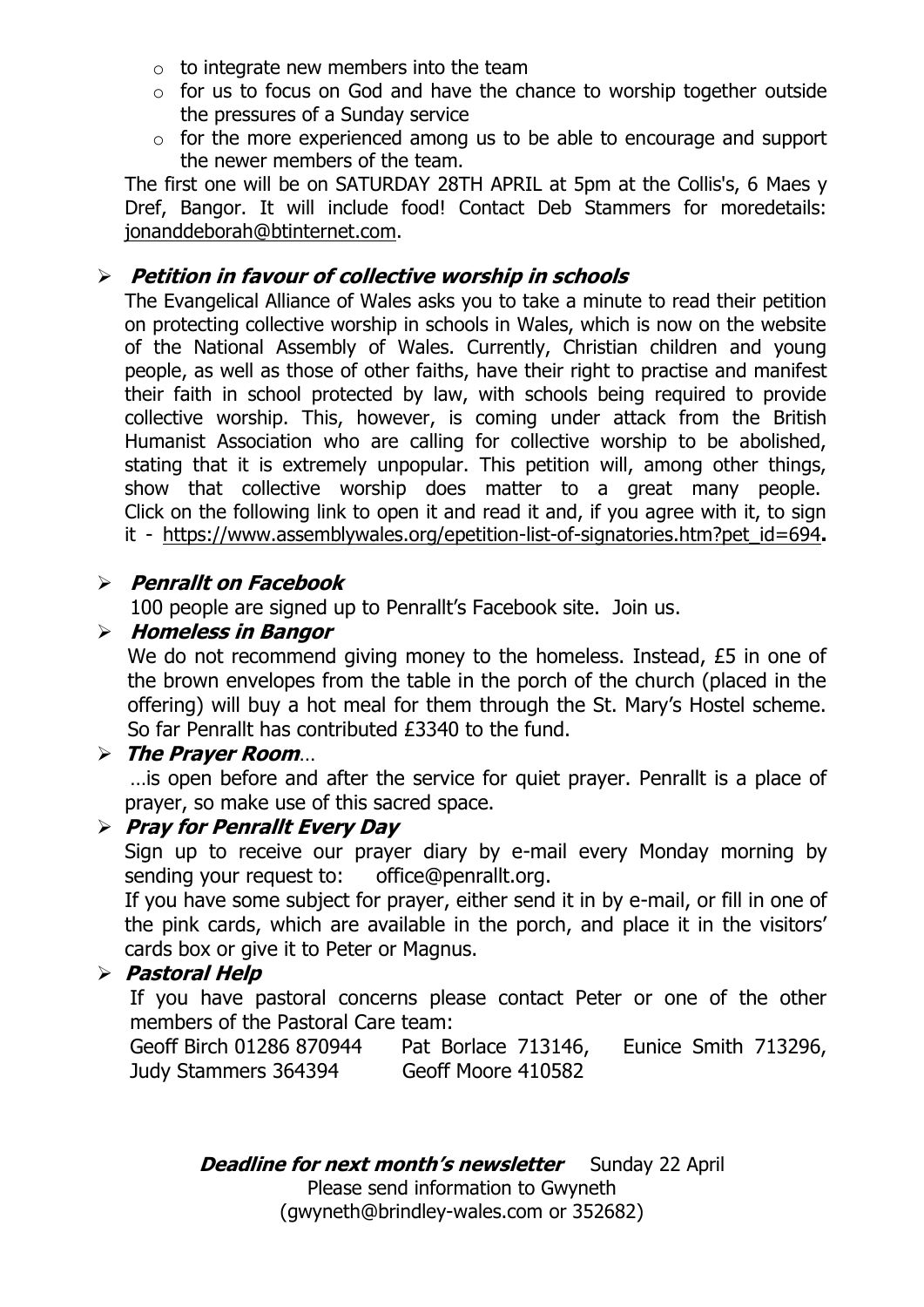- to integrate new members into the team
- for us to focus on God and have the chance to worship together outside the pressures of a Sunday service
- for the more experienced among us to be able to encourage and support the newer members of the team.

The first one will be on SATURDAY 28TH APRIL at 5pm at the Collis's, 6 Maes y Dref, Bangor. It will include food! Contact Deb Stammers for moredetails: jonanddeborah@btinternet.com.

- ***Petition in favour of collective worship in schools***

  The Evangelical Alliance of Wales asks you to take a minute to read their petition on protecting collective worship in schools in Wales, which is now on the website of the National Assembly of Wales. Currently, Christian children and young people, as well as those of other faiths, have their right to practise and manifest their faith in school protected by law, with schools being required to provide collective worship. This, however, is coming under attack from the British Humanist Association who are calling for collective worship to be abolished, stating that it is extremely unpopular. This petition will, among other things, show that collective worship does matter to a great many people. Click on the following link to open it and read it and, if you agree with it, to sign it - https://www.assemblywales.org/epetition-list-of-signatories.htm?pet_id=694**.**

- ***Penrallt on Facebook***

  100 people are signed up to Penrallt's Facebook site. Join us.

- ***Homeless in Bangor***

  We do not recommend giving money to the homeless. Instead, £5 in one of the brown envelopes from the table in the porch of the church (placed in the offering) will buy a hot meal for them through the St. Mary's Hostel scheme. So far Penrallt has contributed £3340 to the fund.

- ***The Prayer Room****…*

  …is open before and after the service for quiet prayer. Penrallt is a place of prayer, so make use of this sacred space.

- ***Pray for Penrallt Every Day***

  Sign up to receive our prayer diary by e-mail every Monday morning by sending your request to: office@penrallt.org.

  If you have some subject for prayer, either send it in by e-mail, or fill in one of the pink cards, which are available in the porch, and place it in the visitors' cards box or give it to Peter or Magnus.

- ***Pastoral Help***

  If you have pastoral concerns please contact Peter or one of the other members of the Pastoral Care team:

  Geoff Birch 01286 870944 Pat Borlace 713146, Eunice Smith 713296, Judy Stammers 364394 Geoff Moore 410582

***Deadline for next month's newsletter*** Sunday 22 April

Please send information to Gwyneth

(gwyneth@brindley-wales.com or 352682)